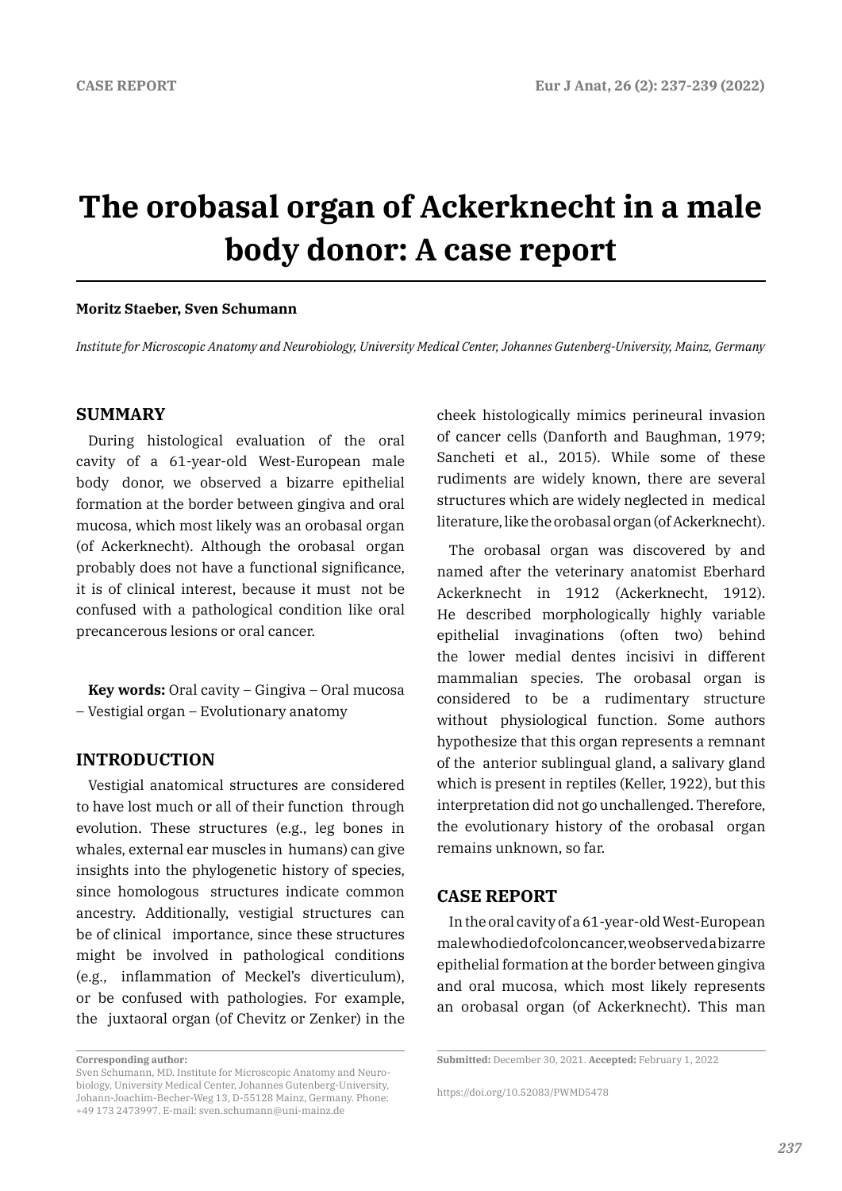CASE REPORT

# The orobasal organ of Ackerknecht in a male body donor: A case report

**Moritz Staeber, Sven Schumann**

*Institute for Microscopic Anatomy and Neurobiology, University Medical Center, Johannes Gutenberg-University, Mainz, Germany*

## SUMMARY

During histological evaluation of the oral cavity of a 61-year-old West-European male body donor, we observed a bizarre epithelial formation at the border between gingiva and oral mucosa, which most likely was an orobasal organ (of Ackerknecht). Although the orobasal organ probably does not have a functional significance, it is of clinical interest, because it must not be confused with a pathological condition like oral precancerous lesions or oral cancer.

**Key words:** Oral cavity – Gingiva – Oral mucosa – Vestigial organ – Evolutionary anatomy

## INTRODUCTION

Vestigial anatomical structures are considered to have lost much or all of their function through evolution. These structures (e.g., leg bones in whales, external ear muscles in humans) can give insights into the phylogenetic history of species, since homologous structures indicate common ancestry. Additionally, vestigial structures can be of clinical importance, since these structures might be involved in pathological conditions (e.g., inflammation of Meckel's diverticulum), or be confused with pathologies. For example, the juxtaoral organ (of Chevitz or Zenker) in the cheek histologically mimics perineural invasion of cancer cells (Danforth and Baughman, 1979; Sancheti et al., 2015). While some of these rudiments are widely known, there are several structures which are widely neglected in medical literature, like the orobasal organ (of Ackerknecht).

The orobasal organ was discovered by and named after the veterinary anatomist Eberhard Ackerknecht in 1912 (Ackerknecht, 1912). He described morphologically highly variable epithelial invaginations (often two) behind the lower medial dentes incisivi in different mammalian species. The orobasal organ is considered to be a rudimentary structure without physiological function. Some authors hypothesize that this organ represents a remnant of the anterior sublingual gland, a salivary gland which is present in reptiles (Keller, 1922), but this interpretation did not go unchallenged. Therefore, the evolutionary history of the orobasal organ remains unknown, so far.

## CASE REPORT

In the oral cavity of a 61-year-old West-European male who died of colon cancer, we observed a bizarre epithelial formation at the border between gingiva and oral mucosa, which most likely represents an orobasal organ (of Ackerknecht). This man

---

**Corresponding author:**
Sven Schumann, MD. Institute for Microscopic Anatomy and Neurobiology, University Medical Center, Johannes Gutenberg-University, Johann-Joachim-Becher-Weg 13, D-55128 Mainz, Germany. Phone: +49 173 2473997. E-mail: sven.schumann@uni-mainz.de

**Submitted:** December 30, 2021. **Accepted:** February 1, 2022

https://doi.org/10.52083/PWMD5478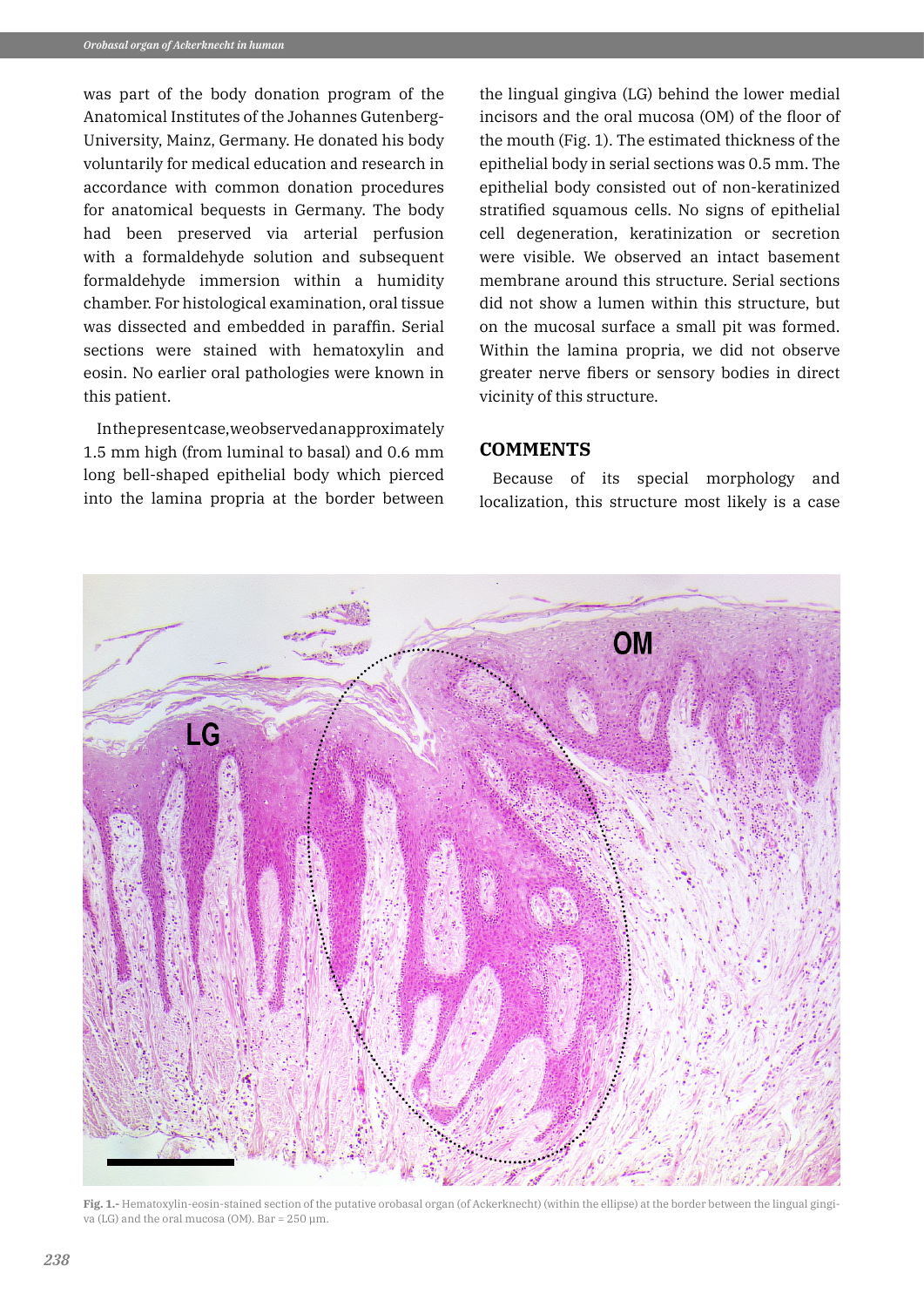was part of the body donation program of the Anatomical Institutes of the Johannes Gutenberg-University, Mainz, Germany. He donated his body voluntarily for medical education and research in accordance with common donation procedures for anatomical bequests in Germany. The body had been preserved via arterial perfusion with a formaldehyde solution and subsequent formaldehyde immersion within a humidity chamber. For histological examination, oral tissue was dissected and embedded in paraffin. Serial sections were stained with hematoxylin and eosin. No earlier oral pathologies were known in this patient.

In the present case, we observed an approximately 1.5 mm high (from luminal to basal) and 0.6 mm long bell-shaped epithelial body which pierced into the lamina propria at the border between the lingual gingiva (LG) behind the lower medial incisors and the oral mucosa (OM) of the floor of the mouth (Fig. 1). The estimated thickness of the epithelial body in serial sections was 0.5 mm. The epithelial body consisted out of non-keratinized stratified squamous cells. No signs of epithelial cell degeneration, keratinization or secretion were visible. We observed an intact basement membrane around this structure. Serial sections did not show a lumen within this structure, but on the mucosal surface a small pit was formed. Within the lamina propria, we did not observe greater nerve fibers or sensory bodies in direct vicinity of this structure.

## COMMENTS

Because of its special morphology and localization, this structure most likely is a case

**Fig. 1.-** Hematoxylin-eosin-stained section of the putative orobasal organ (of Ackerknecht) (within the ellipse) at the border between the lingual gingiva (LG) and the oral mucosa (OM). Bar = 250 µm.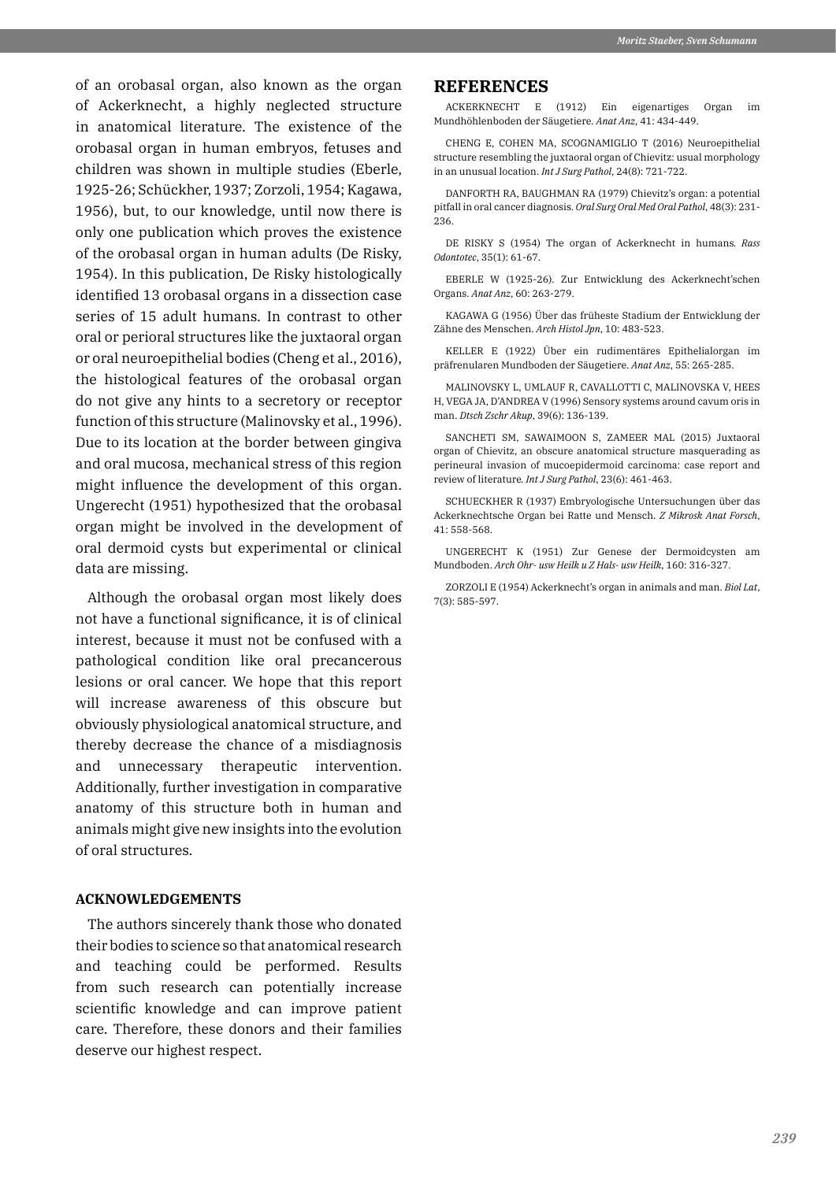of an orobasal organ, also known as the organ of Ackerknecht, a highly neglected structure in anatomical literature. The existence of the orobasal organ in human embryos, fetuses and children was shown in multiple studies (Eberle, 1925-26; Schückher, 1937; Zorzoli, 1954; Kagawa, 1956), but, to our knowledge, until now there is only one publication which proves the existence of the orobasal organ in human adults (De Risky, 1954). In this publication, De Risky histologically identified 13 orobasal organs in a dissection case series of 15 adult humans. In contrast to other oral or perioral structures like the juxtaoral organ or oral neuroepithelial bodies (Cheng et al., 2016), the histological features of the orobasal organ do not give any hints to a secretory or receptor function of this structure (Malinovsky et al., 1996). Due to its location at the border between gingiva and oral mucosa, mechanical stress of this region might influence the development of this organ. Ungerecht (1951) hypothesized that the orobasal organ might be involved in the development of oral dermoid cysts but experimental or clinical data are missing.

Although the orobasal organ most likely does not have a functional significance, it is of clinical interest, because it must not be confused with a pathological condition like oral precancerous lesions or oral cancer. We hope that this report will increase awareness of this obscure but obviously physiological anatomical structure, and thereby decrease the chance of a misdiagnosis and unnecessary therapeutic intervention. Additionally, further investigation in comparative anatomy of this structure both in human and animals might give new insights into the evolution of oral structures.

## ACKNOWLEDGEMENTS

The authors sincerely thank those who donated their bodies to science so that anatomical research and teaching could be performed. Results from such research can potentially increase scientific knowledge and can improve patient care. Therefore, these donors and their families deserve our highest respect.

## REFERENCES

ACKERKNECHT E (1912) Ein eigenartiges Organ im Mundhöhlenboden der Säugetiere. *Anat Anz*, 41: 434-449.

CHENG E, COHEN MA, SCOGNAMIGLIO T (2016) Neuroepithelial structure resembling the juxtaoral organ of Chievitz: usual morphology in an unusual location. *Int J Surg Pathol*, 24(8): 721-722.

DANFORTH RA, BAUGHMAN RA (1979) Chievitz's organ: a potential pitfall in oral cancer diagnosis. *Oral Surg Oral Med Oral Pathol*, 48(3): 231-236.

DE RISKY S (1954) The organ of Ackerknecht in humans. *Rass Odontotec*, 35(1): 61-67.

EBERLE W (1925-26). Zur Entwicklung des Ackerknecht'schen Organs. *Anat Anz*, 60: 263-279.

KAGAWA G (1956) Über das früheste Stadium der Entwicklung der Zähne des Menschen. *Arch Histol Jpn*, 10: 483-523.

KELLER E (1922) Über ein rudimentäres Epithelialorgan im präfrenularen Mundboden der Säugetiere. *Anat Anz*, 55: 265-285.

MALINOVSKY L, UMLAUF R, CAVALLOTTI C, MALINOVSKA V, HEES H, VEGA JA, D'ANDREA V (1996) Sensory systems around cavum oris in man. *Dtsch Zschr Akup*, 39(6): 136-139.

SANCHETI SM, SAWAIMOON S, ZAMEER MAL (2015) Juxtaoral organ of Chievitz, an obscure anatomical structure masquerading as perineural invasion of mucoepidermoid carcinoma: case report and review of literature. *Int J Surg Pathol*, 23(6): 461-463.

SCHUECKHER R (1937) Embryologische Untersuchungen über das Ackerknechtsche Organ bei Ratte und Mensch. *Z Mikrosk Anat Forsch*, 41: 558-568.

UNGERECHT K (1951) Zur Genese der Dermoidcysten am Mundboden. *Arch Ohr- usw Heilk u Z Hals- usw Heilk*, 160: 316-327.

ZORZOLI E (1954) Ackerknecht's organ in animals and man. *Biol Lat*, 7(3): 585-597.